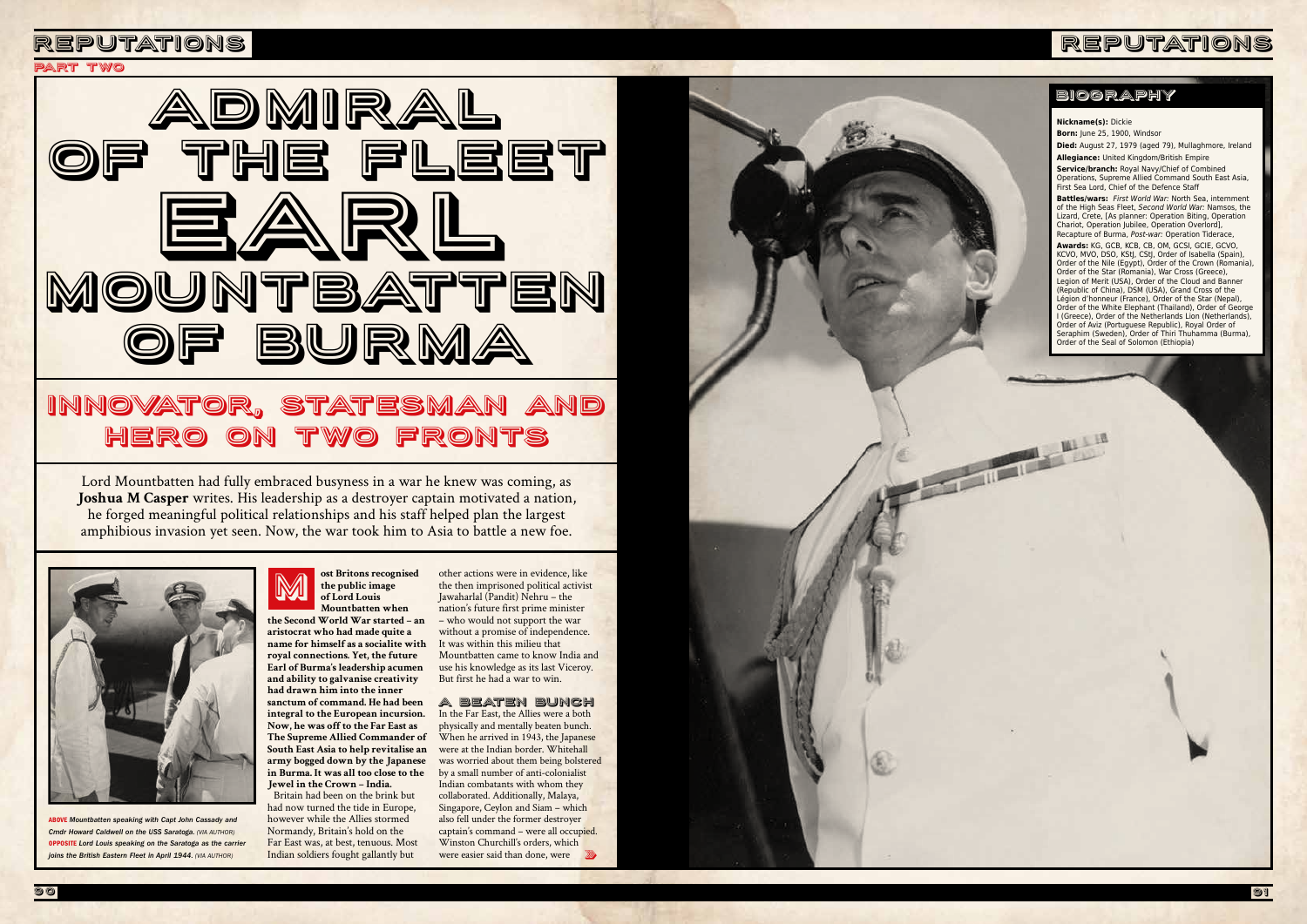PART TWO

# ADMIRAL OF THE FLEET EARL MOUNTBATTEN OF BURMA

## INNOVATOR, STATESMAN AND HERO ON TWO FRONTS

Lord Mountbatten had fully embraced busyness in a war he knew was coming, as **Joshua M Casper** writes. His leadership as a destroyer captain motivated a nation, he forged meaningful political relationships and his staff helped plan the largest amphibious invasion yet seen. Now, the war took him to Asia to battle a new foe.

ABOVE *Mountbatten speaking with Capt John Cassady and Cmdr Howard Caldwell on the USS Saratoga. (VIA AUTHOR)*
OPPOSITE *Lord Louis speaking on the Saratoga as the carrier joins the British Eastern Fleet in April 1944. (VIA AUTHOR)*

**Most Britons recognised the public image of Lord Louis Mountbatten when the Second World War started – an aristocrat who had made quite a name for himself as a socialite with royal connections. Yet, the future Earl of Burma's leadership acumen and ability to galvanise creativity had drawn him into the inner sanctum of command. He had been integral to the European incursion. Now, he was off to the Far East as The Supreme Allied Commander of South East Asia to help revitalise an army bogged down by the Japanese in Burma. It was all too close to the Jewel in the Crown – India.**

Britain had been on the brink but had now turned the tide in Europe, however while the Allies stormed Normandy, Britain's hold on the Far East was, at best, tenuous. Most Indian soldiers fought gallantly but other actions were in evidence, like the then imprisoned political activist Jawaharlal (Pandit) Nehru – the nation's future first prime minister – who would not support the war without a promise of independence. It was within this milieu that Mountbatten came to know India and use his knowledge as its last Viceroy. But first he had a war to win.

### A BEATEN BUNCH

In the Far East, the Allies were a both physically and mentally beaten bunch. When he arrived in 1943, the Japanese were at the Indian border. Whitehall was worried about them being bolstered by a small number of anti-colonialist Indian combatants with whom they collaborated. Additionally, Malaya, Singapore, Ceylon and Siam – which also fell under the former destroyer captain's command – were all occupied. Winston Churchill's orders, which were easier said than done, were

### BIOGRAPHY

**Nickname(s):** Dickie

**Born:** June 25, 1900, Windsor

**Died:** August 27, 1979 (aged 79), Mullaghmore, Ireland

**Allegiance:** United Kingdom/British Empire

**Service/branch:** Royal Navy/Chief of Combined Operations, Supreme Allied Command South East Asia, First Sea Lord, Chief of the Defence Staff

**Battles/wars:** *First World War:* North Sea, internment of the High Seas Fleet, *Second World War:* Namsos, the Lizard, Crete, [As planner: Operation Biting, Operation Chariot, Operation Jubilee, Operation Overlord], Recapture of Burma, *Post-war:* Operation Tiderace,

**Awards:** KG, GCB, KCB, CB, OM, GCSI, GCIE, GCVO, KCVO, MVO, DSO, KStJ, CStJ, Order of Isabella (Spain), Order of the Nile (Egypt), Order of the Crown (Romania), Order of the Star (Romania), War Cross (Greece), Legion of Merit (USA), Order of the Cloud and Banner (Republic of China), DSM (USA), Grand Cross of the Légion d'honneur (France), Order of the Star (Nepal), Order of the White Elephant (Thailand), Order of George I (Greece), Order of the Netherlands Lion (Netherlands), Order of Aviz (Portuguese Republic), Royal Order of Seraphim (Sweden), Order of Thiri Thuhamma (Burma), Order of the Seal of Solomon (Ethiopia)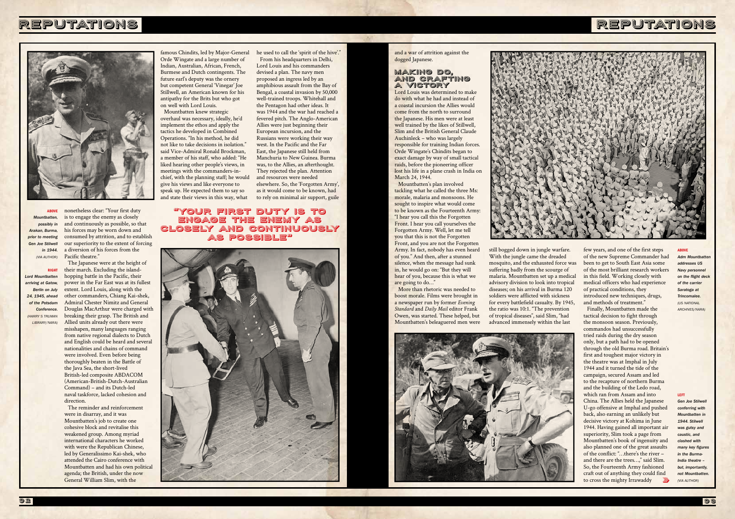**ABOVE** *Mountbatten, possibly in Arakan, Burma, prior to meeting Gen Joe Stilwell in 1944. (VIA AUTHOR)*

**RIGHT** *Lord Mountbatten arriving at Gatow, Berlin on July 24, 1945, ahead of the Potsdam Conference. (HARRY S TRUMAN LIBRARY/NARA)*

nonetheless clear: "Your first duty is to engage the enemy as closely and continuously as possible, so that his forces may be worn down and consumed by attrition, and to establish our superiority to the extent of forcing a diversion of his forces from the Pacific theatre."

The Japanese were at the height of their march. Excluding the island-hopping battle in the Pacific, their power in the Far East was at its fullest extent. Lord Louis, along with the other commanders, Chiang Kai-shek, Admiral Chester Nimitz and General Douglas MacArthur were charged with breaking their grasp. The British and Allied units already out there were misshapen, many languages ranging from native regional dialects to Dutch and English could be heard and several nationalities and chains of command were involved. Even before being thoroughly beaten in the Battle of the Java Sea, the short-lived British-led composite ABDACOM (American-British-Dutch-Australian Command) – and its Dutch-led naval taskforce, lacked cohesion and direction.

The reminder and reinforcement were in disarray, and it was Mountbatten's job to create one cohesive block and revitalise this weakened group. Among myriad international characters he worked with were the Republican Chinese, led by Generalissimo Kai-shek, who attended the Cairo conference with Mountbatten and had his own political agenda; the British, under the now General William Slim, with the famous Chindits, led by Major-General Orde Wingate and a large number of Indian, Australian, African, French, Burmese and Dutch contingents. The future earl's deputy was the ornery but competent General 'Vinegar' Joe Stillwell, an American known for his antipathy for the Brits but who got on well with Lord Louis.

Mountbatten knew strategic overhaul was necessary, ideally, he'd implement the ethos and apply the tactics he developed in Combined Operations. "In his method, he did not like to take decisions in isolation." said Vice-Admiral Ronald Brockman, a member of his staff, who added: "He liked hearing other people's views, in meetings with the commanders-in-chief, with the planning staff; he would give his views and like everyone to speak up. He expected them to say so and state their views in this way, what he used to call the 'spirit of the hive'."

From his headquarters in Delhi, Lord Louis and his commanders devised a plan. The navy men proposed an ingress led by an amphibious assault from the Bay of Bengal, a coastal invasion by 50,000 well-trained troops. Whitehall and the Pentagon had other ideas. It was 1944 and the war had reached a fevered pitch. The Anglo-American Allies were just beginning their European incursion, and the Russians were working their way west. In the Pacific and the Far East, the Japanese still held from Manchuria to New Guinea. Burma was, to the Allies, an afterthought. They rejected the plan. Attention and resources were needed elsewhere. So, the 'Forgotten Army', as it would come to be known, had to rely on minimal air support, guile and a war of attrition against the dogged Japanese.

> "YOUR FIRST DUTY IS TO ENGAGE THE ENEMY AS CLOSELY AND CONTINUOUSLY AS POSSIBLE"

## MAKING DO, AND CRAFTING A VICTORY

Lord Louis was determined to make do with what he had and instead of a coastal incursion the Allies would come from the north to surround the Japanese. His men were at least well trained by the likes of Stillwell, Slim and the British General Claude Auchinleck – who was largely responsible for training Indian forces. Orde Wingate's Chindits began to exact damage by way of small tactical raids, before the pioneering officer lost his life in a plane crash in India on March 24, 1944.

Mountbatten's plan involved tackling what he called the three Ms: morale, malaria and monsoons. He sought to inspire what would come to be known as the Fourteenth Army: "I hear you call this the Forgotten Front. I hear you call yourselves the Forgotten Army. Well, let me tell you that this is not the Forgotten Front, and you are not the Forgotten Army. In fact, nobody has even heard of you." And then, after a stunned silence, when the message had sunk in, he would go on: "But they will hear of you, because this is what we are going to do…"

More than rhetoric was needed to boost morale. Films were brought in a newspaper run by former *Evening Standard* and *Daily Mail* editor Frank Owen, was started. These helped, but Mountbatten's beleaguered men were still bogged down in jungle warfare. With the jungle came the dreaded mosquito, and the exhausted force was suffering badly from the scourge of malaria. Mountbatten set up a medical advisory division to look into tropical diseases; on his arrival in Burma 120 soldiers were afflicted with sickness for every battlefield casualty. By 1945, the ratio was 10:1. "The prevention of tropical diseases", said Slim, "had advanced immensely within the last few years, and one of the first steps of the new Supreme Commander had been to get to South East Asia some of the most brilliant research workers in this field. Working closely with medical officers who had experience of practical conditions, they introduced new techniques, drugs, and methods of treatment."

Finally, Mountbatten made the tactical decision to fight through the monsoon season. Previously, commandos had unsuccessfully tried raids during the dry season only, but a path had to be opened through the old Burma road. Britain's first and toughest major victory in the theatre was at Imphal in July 1944 and it turned the tide of the campaign, secured Assam and led to the recapture of northern Burma and the building of the Ledo road, which ran from Assam and into China. The Allies held the Japanese U-go offensive at Imphal and pushed back, also earning an unlikely but decisive victory at Kohima in June 1944. Having gained all important air superiority, Slim took a page from Mountbatten's book of ingenuity and also planned one of the great assaults of the conflict: "…there's the river – and there are the trees…," said Slim. So, the Fourteenth Army fashioned craft out of anything they could find to cross the mighty Irrawaddy

**ABOVE** *Adm Mountbatten addresses US Navy personnel on the flight deck of the carrier Saratoga at Trincomalee. (US NATIONAL ARCHIVES/NARA)*

**LEFT** *Gen Joe Stilwell conferring with Mountbatten in 1944. Stilwell was gutsy and caustic, and clashed with many key figures in the Burma-India theatre – but, importantly, not Mountbatten. (VIA AUTHOR)*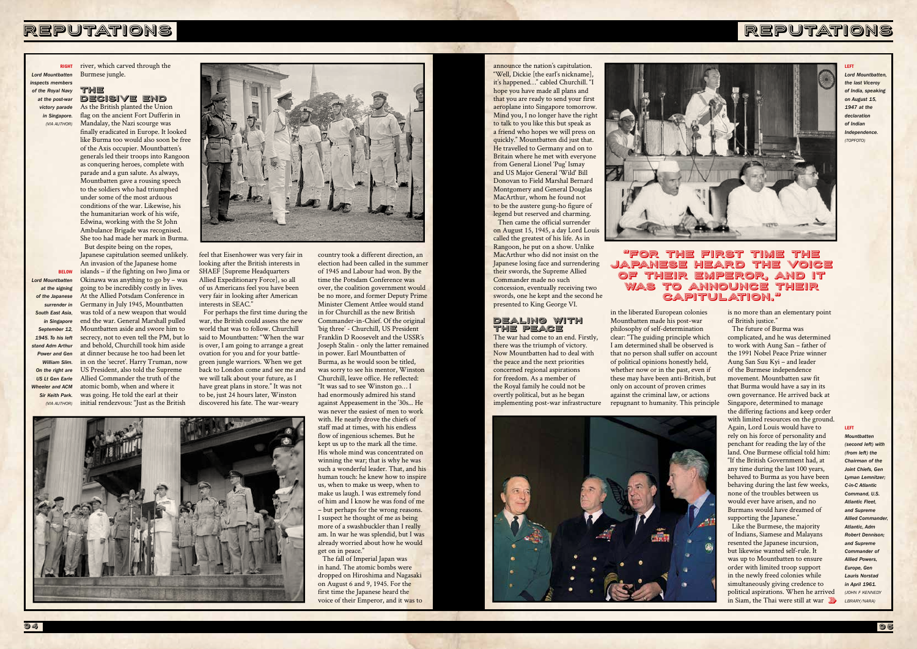river, which carved through the Burmese jungle.

## THE DECISIVE END

As the British planted the Union flag on the ancient Fort Dufferin in Mandalay, the Nazi scourge was finally eradicated in Europe. It looked like Burma too would also soon be free of the Axis occupier. Mountbatten's generals led their troops into Rangoon as conquering heroes, complete with parade and a gun salute. As always, Mountbatten gave a rousing speech to the soldiers who had triumphed under some of the most arduous conditions of the war. Likewise, his the humanitarian work of his wife, Edwina, working with the St John Ambulance Brigade was recognised. She too had made her mark in Burma.

But despite being on the ropes, Japanese capitulation seemed unlikely. An invasion of the Japanese home islands – if the fighting on Iwo Jima or Okinawa was anything to go by – was going to be incredibly costly in lives. At the Allied Potsdam Conference in Germany in July 1945, Mountbatten was told of a new weapon that would end the war. General Marshall pulled Mountbatten aside and swore him to secrecy, not to even tell the PM, but lo and behold, Churchill took him aside at dinner because he too had been let in on the 'secret'. Harry Truman, now US President, also told the Supreme Allied Commander the truth of the atomic bomb, when and where it was going. He told the earl at their initial rendezvous: "Just as the British feel that Eisenhower was very fair in looking after the British interests in SHAEF [Supreme Headquarters Allied Expeditionary Force], so all of us Americans feel you have been very fair in looking after American interests in SEAC."

For perhaps the first time during the war, the British could assess the new world that was to follow. Churchill said to Mountbatten: "When the war is over, I am going to arrange a great ovation for you and for your battle-green jungle warriors. When we get back to London come and see me and we will talk about your future, as I have great plans in store." It was not to be, just 24 hours later, Winston discovered his fate. The war-weary country took a different direction, an election had been called in the summer of 1945 and Labour had won. By the time the Potsdam Conference was over, the coalition government would be no more, and former Deputy Prime Minister Clement Attlee would stand in for Churchill as the new British Commander-in-Chief. Of the original 'big three' - Churchill, US President Franklin D Roosevelt and the USSR's Joseph Stalin - only the latter remained in power. Earl Mountbatten of Burma, as he would soon be titled, was sorry to see his mentor, Winston Churchill, leave office. He reflected: "It was sad to see Winston go… I had enormously admired his stand against Appeasement in the '30s... He was never the easiest of men to work with. He nearly drove the chiefs of staff mad at times, with his endless flow of ingenious schemes. But he kept us up to the mark all the time. His whole mind was concentrated on winning the war; that is why he was such a wonderful leader. That, and his human touch: he knew how to inspire us, when to make us weep, when to make us laugh. I was extremely fond of him and I know he was fond of me – but perhaps for the wrong reasons. I suspect he thought of me as being more of a swashbuckler than I really am. In war he was splendid, but I was already worried about how he would get on in peace."

The fall of Imperial Japan was in hand. The atomic bombs were dropped on Hiroshima and Nagasaki on August 6 and 9, 1945. For the first time the Japanese heard the voice of their Emperor, and it was to announce the nation's capitulation. "Well, Dickie [the earl's nickname], it's happened…" cabled Churchill. "I hope you have made all plans and that you are ready to send your first aeroplane into Singapore tomorrow. Mind you, I no longer have the right to talk to you like this but speak as a friend who hopes we will press on quickly." Mountbatten did just that. He travelled to Germany and on to Britain where he met with everyone from General Lionel 'Pug' Ismay and US Major General 'Wild' Bill Donovan to Field Marshal Bernard Montgomery and General Douglas MacArthur, whom he found not to be the austere gung-ho figure of legend but reserved and charming.

Then came the official surrender on August 15, 1945, a day Lord Louis called the greatest of his life. As in Rangoon, he put on a show. Unlike MacArthur who did not insist on the Japanese losing face and surrendering their swords, the Supreme Allied Commander made no such concession, eventually receiving two swords, one he kept and the second he presented to King George VI.

> "FOR THE FIRST TIME THE JAPANESE HEARD THE VOICE OF THEIR EMPEROR, AND IT WAS TO ANNOUNCE THEIR CAPITULATION."

## DEALING WITH THE PEACE

The war had come to an end. Firstly, there was the triumph of victory. Now Mountbatten had to deal with the peace and the next priorities concerned regional aspirations for freedom. As a member of the Royal family he could not be overtly political, but as he began implementing post-war infrastructure in the liberated European colonies Mountbatten made his post-war philosophy of self-determination clear: "The guiding principle which I am determined shall be observed is that no person shall suffer on account of political opinions honestly held, whether now or in the past, even if these may have been anti-British, but only on account of proven crimes against the criminal law, or actions repugnant to humanity. This principle is no more than an elementary point of British justice."

The future of Burma was complicated, and he was determined to work with Aung San – father of the 1991 Nobel Peace Prize winner Aung San Suu Kyi – and leader of the Burmese independence movement. Mountbatten saw fit that Burma would have a say in its own governance. He arrived back at Singapore, determined to manage the differing factions and keep order with limited resources on the ground. Again, Lord Louis would have to rely on his force of personality and penchant for reading the lay of the land. One Burmese official told him: "If the British Government had, at any time during the last 100 years, behaved to Burma as you have been behaving during the last few weeks, none of the troubles between us would ever have arisen, and no Burmans would have dreamed of supporting the Japanese."

Like the Burmese, the majority of Indians, Siamese and Malayans resented the Japanese incursion, but likewise wanted self-rule. It was up to Mountbatten to ensure order with limited troop support in the newly freed colonies while simultaneously giving credence to political aspirations. When he arrived in Siam, the Thai were still at war

**RIGHT** *Lord Mountbatten inspects members of the Royal Navy at the post-war victory parade in Singapore. (VIA AUTHOR)*

**BELOW** *Lord Mountbatten at the signing of the Japanese surrender in South East Asia, in Singapore September 12, 1945. To his left stand Adm Arthur Power and Gen William Slim. On the right are US Lt Gen Earle Wheeler and ACM Sir Keith Park. (VIA AUTHOR)*

**LEFT** *Lord Mountbatten, the last Viceroy of India, speaking on August 15, 1947 at the declaration of Indian Independence. (TOPFOTO)*

**LEFT** *Mountbatten (second left) with (from left) the Chairman of the Joint Chiefs, Gen Lyman Lemnitzer; C-in-C Atlantic Command, U.S. Atlantic Fleet, and Supreme Allied Commander, Atlantic, Adm Robert Dennison; and Supreme Commander of Allied Powers, Europe, Gen Lauris Norstad in April 1961. (JOHN F KENNEDY LIBRARY/NARA)*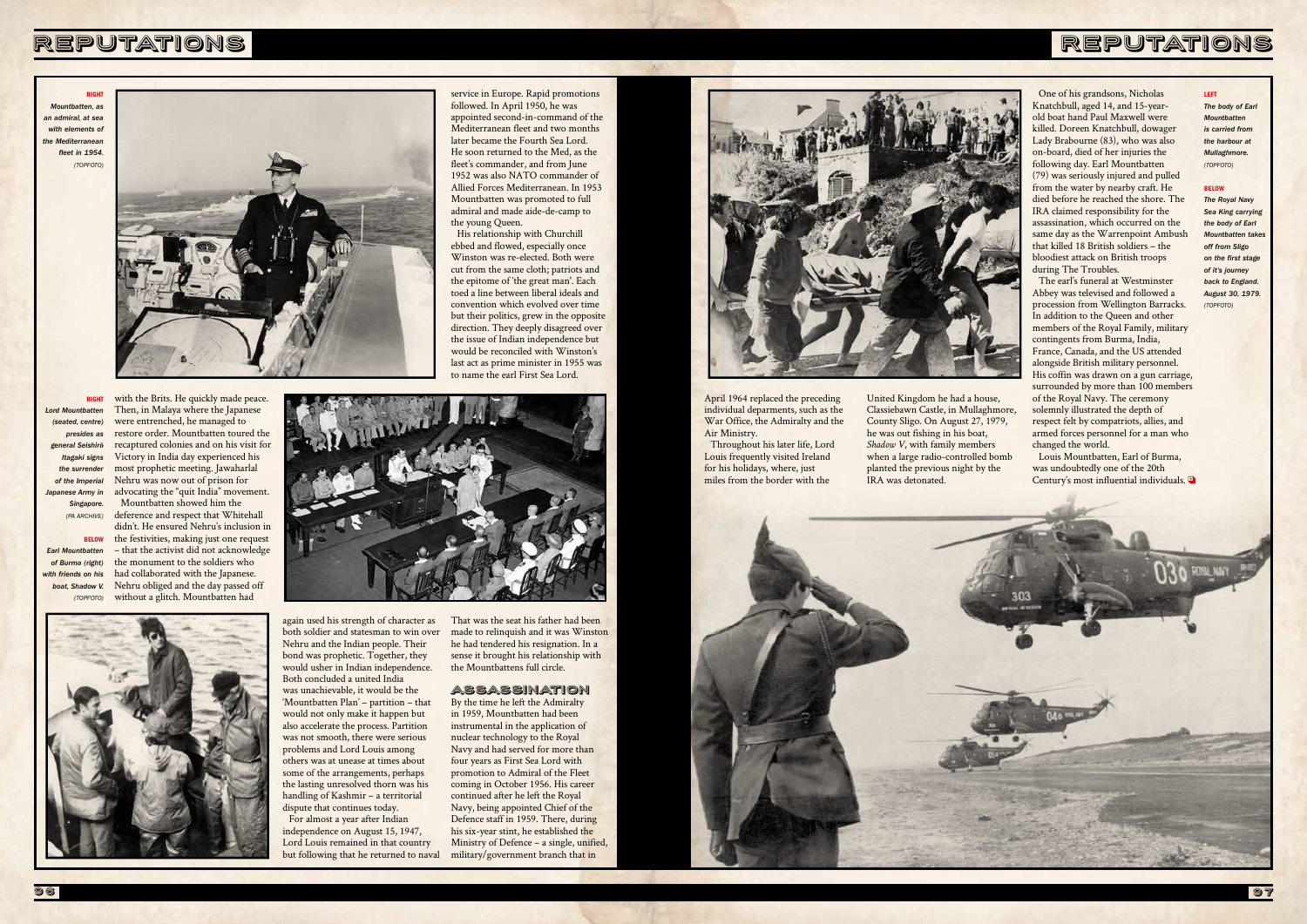RIGHT
*Mountbatten, as an admiral, at sea with elements of the Mediterranean fleet in 1954.* (TOPFOTO)

RIGHT
*Lord Mountbatten (seated, centre) presides as general Seishirō Itagaki signs the surrender of the Imperial Japanese Army in Singapore.* (PA ARCHIVE)

BELOW
*Earl Mountbatten of Burma (right) with friends on his boat, Shadow V.* (TOPFOTO)

with the Brits. He quickly made peace. Then, in Malaya where the Japanese were entrenched, he managed to restore order. Mountbatten toured the recaptured colonies and on his visit for Victory in India day experienced his most prophetic meeting. Jawaharlal Nehru was now out of prison for advocating the "quit India" movement.

Mountbatten showed him the deference and respect that Whitehall didn't. He ensured Nehru's inclusion in the festivities, making just one request – that the activist did not acknowledge the monument to the soldiers who had collaborated with the Japanese. Nehru obliged and the day passed off without a glitch. Mountbatten had again used his strength of character as both soldier and statesman to win over Nehru and the Indian people. Their bond was prophetic. Together, they would usher in Indian independence. Both concluded a united India was unachievable, it would be the 'Mountbatten Plan' – partition – that would not only make it happen but also accelerate the process. Partition was not smooth, there were serious problems and Lord Louis among others was at unease at times about some of the arrangements, perhaps the lasting unresolved thorn was his handling of Kashmir – a territorial dispute that continues today.

For almost a year after Indian independence on August 15, 1947, Lord Louis remained in that country but following that he returned to naval service in Europe. Rapid promotions followed. In April 1950, he was appointed second-in-command of the Mediterranean fleet and two months later became the Fourth Sea Lord. He soon returned to the Med, as the fleet's commander, and from June 1952 was also NATO commander of Allied Forces Mediterranean. In 1953 Mountbatten was promoted to full admiral and made aide-de-camp to the young Queen.

His relationship with Churchill ebbed and flowed, especially once Winston was re-elected. Both were cut from the same cloth; patriots and the epitome of 'the great man'. Each toed a line between liberal ideals and convention which evolved over time but their politics, grew in the opposite direction. They deeply disagreed over the issue of Indian independence but would be reconciled with Winston's last act as prime minister in 1955 was to name the earl First Sea Lord.

That was the seat his father had been made to relinquish and it was Winston he had tendered his resignation. In a sense it brought his relationship with the Mountbattens full circle.

## ASSASSINATION

By the time he left the Admiralty in 1959, Mountbatten had been instrumental in the application of nuclear technology to the Royal Navy and had served for more than four years as First Sea Lord with promotion to Admiral of the Fleet coming in October 1956. His career continued after he left the Royal Navy, being appointed Chief of the Defence staff in 1959. There, during his six-year stint, he established the Ministry of Defence – a single, unified, military/government branch that in April 1964 replaced the preceding individual deparments, such as the War Office, the Admiralty and the Air Ministry.

Throughout his later life, Lord Louis frequently visited Ireland for his holidays, where, just miles from the border with the United Kingdom he had a house, Classiebawn Castle, in Mullaghmore, County Sligo. On August 27, 1979, he was out fishing in his boat, *Shadow V*, with family members when a large radio-controlled bomb planted the previous night by the IRA was detonated.

One of his grandsons, Nicholas Knatchbull, aged 14, and 15-year-old boat hand Paul Maxwell were killed. Doreen Knatchbull, dowager Lady Brabourne (83), who was also on-board, died of her injuries the following day. Earl Mountbatten (79) was seriously injured and pulled from the water by nearby craft. He died before he reached the shore. The IRA claimed responsibility for the assassination, which occurred on the same day as the Warrenpoint Ambush that killed 18 British soldiers – the bloodiest attack on British troops during The Troubles.

The earl's funeral at Westminster Abbey was televised and followed a procession from Wellington Barracks. In addition to the Queen and other members of the Royal Family, military contingents from Burma, India, France, Canada, and the US attended alongside British military personnel. His coffin was drawn on a gun carriage, surrounded by more than 100 members of the Royal Navy. The ceremony solemnly illustrated the depth of respect felt by compatriots, allies, and armed forces personnel for a man who changed the world.

Louis Mountbatten, Earl of Burma, was undoubtedly one of the 20th Century's most influential individuals.

LEFT
*The body of Earl Mountbatten is carried from the harbour at Mullaghmore.* (TOPFOTO)

BELOW
*The Royal Navy Sea King carrying the body of Earl Mountbatten takes off from Sligo on the first stage of it's journey back to England. August 30, 1979.* (TOPFOTO)